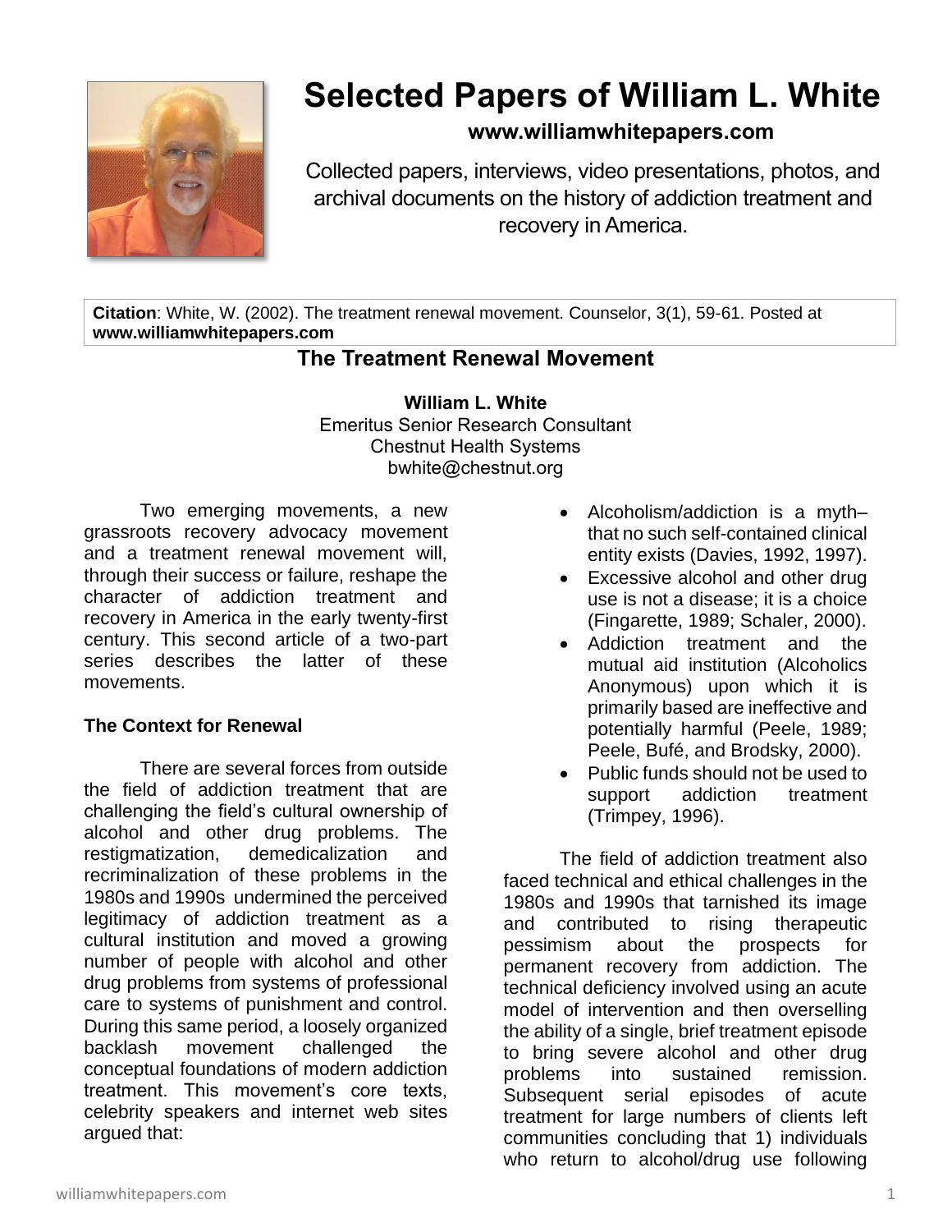# Selected Papers of William L. White

**www.williamwhitepapers.com**

Collected papers, interviews, video presentations, photos, and archival documents on the history of addiction treatment and recovery in America.

**Citation**: White, W. (2002). The treatment renewal movement. Counselor, 3(1), 59-61. Posted at **www.williamwhitepapers.com**

## The Treatment Renewal Movement

**William L. White**
Emeritus Senior Research Consultant
Chestnut Health Systems
bwhite@chestnut.org

Two emerging movements, a new grassroots recovery advocacy movement and a treatment renewal movement will, through their success or failure, reshape the character of addiction treatment and recovery in America in the early twenty-first century. This second article of a two-part series describes the latter of these movements.

### The Context for Renewal

There are several forces from outside the field of addiction treatment that are challenging the field's cultural ownership of alcohol and other drug problems. The restigmatization, demedicalization and recriminalization of these problems in the 1980s and 1990s undermined the perceived legitimacy of addiction treatment as a cultural institution and moved a growing number of people with alcohol and other drug problems from systems of professional care to systems of punishment and control. During this same period, a loosely organized backlash movement challenged the conceptual foundations of modern addiction treatment. This movement's core texts, celebrity speakers and internet web sites argued that:

- Alcoholism/addiction is a myth– that no such self-contained clinical entity exists (Davies, 1992, 1997).
- Excessive alcohol and other drug use is not a disease; it is a choice (Fingarette, 1989; Schaler, 2000).
- Addiction treatment and the mutual aid institution (Alcoholics Anonymous) upon which it is primarily based are ineffective and potentially harmful (Peele, 1989; Peele, Bufé, and Brodsky, 2000).
- Public funds should not be used to support addiction treatment (Trimpey, 1996).

The field of addiction treatment also faced technical and ethical challenges in the 1980s and 1990s that tarnished its image and contributed to rising therapeutic pessimism about the prospects for permanent recovery from addiction. The technical deficiency involved using an acute model of intervention and then overselling the ability of a single, brief treatment episode to bring severe alcohol and other drug problems into sustained remission. Subsequent serial episodes of acute treatment for large numbers of clients left communities concluding that 1) individuals who return to alcohol/drug use following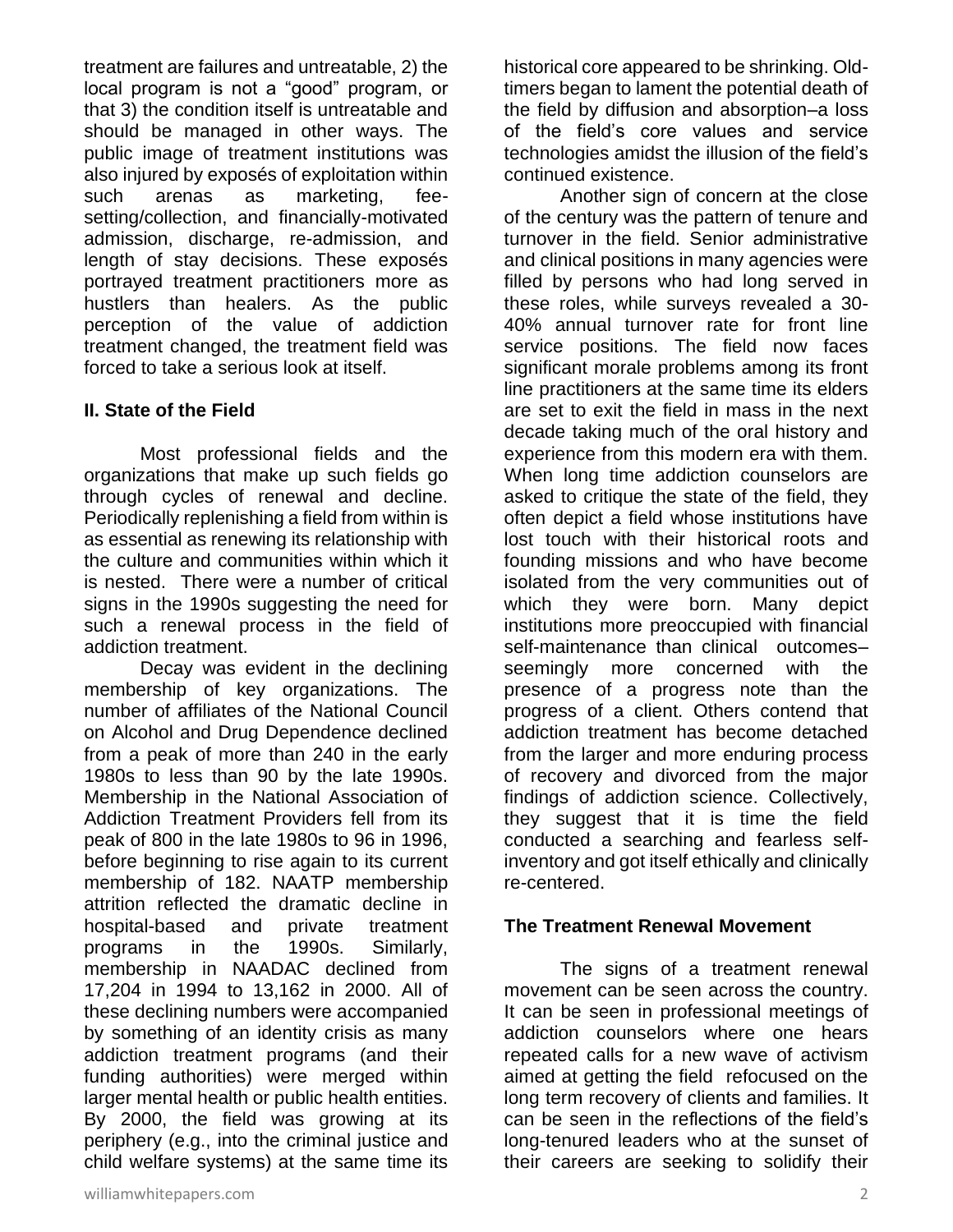treatment are failures and untreatable, 2) the local program is not a "good" program, or that 3) the condition itself is untreatable and should be managed in other ways. The public image of treatment institutions was also injured by exposés of exploitation within such arenas as marketing, fee-setting/collection, and financially-motivated admission, discharge, re-admission, and length of stay decisions. These exposés portrayed treatment practitioners more as hustlers than healers. As the public perception of the value of addiction treatment changed, the treatment field was forced to take a serious look at itself.

## II. State of the Field

Most professional fields and the organizations that make up such fields go through cycles of renewal and decline. Periodically replenishing a field from within is as essential as renewing its relationship with the culture and communities within which it is nested. There were a number of critical signs in the 1990s suggesting the need for such a renewal process in the field of addiction treatment.

Decay was evident in the declining membership of key organizations. The number of affiliates of the National Council on Alcohol and Drug Dependence declined from a peak of more than 240 in the early 1980s to less than 90 by the late 1990s. Membership in the National Association of Addiction Treatment Providers fell from its peak of 800 in the late 1980s to 96 in 1996, before beginning to rise again to its current membership of 182. NAATP membership attrition reflected the dramatic decline in hospital-based and private treatment programs in the 1990s. Similarly, membership in NAADAC declined from 17,204 in 1994 to 13,162 in 2000. All of these declining numbers were accompanied by something of an identity crisis as many addiction treatment programs (and their funding authorities) were merged within larger mental health or public health entities. By 2000, the field was growing at its periphery (e.g., into the criminal justice and child welfare systems) at the same time its historical core appeared to be shrinking. Old-timers began to lament the potential death of the field by diffusion and absorption–a loss of the field's core values and service technologies amidst the illusion of the field's continued existence.

Another sign of concern at the close of the century was the pattern of tenure and turnover in the field. Senior administrative and clinical positions in many agencies were filled by persons who had long served in these roles, while surveys revealed a 30-40% annual turnover rate for front line service positions. The field now faces significant morale problems among its front line practitioners at the same time its elders are set to exit the field in mass in the next decade taking much of the oral history and experience from this modern era with them. When long time addiction counselors are asked to critique the state of the field, they often depict a field whose institutions have lost touch with their historical roots and founding missions and who have become isolated from the very communities out of which they were born. Many depict institutions more preoccupied with financial self-maintenance than clinical outcomes–seemingly more concerned with the presence of a progress note than the progress of a client. Others contend that addiction treatment has become detached from the larger and more enduring process of recovery and divorced from the major findings of addiction science. Collectively, they suggest that it is time the field conducted a searching and fearless self-inventory and got itself ethically and clinically re-centered.

### The Treatment Renewal Movement

The signs of a treatment renewal movement can be seen across the country. It can be seen in professional meetings of addiction counselors where one hears repeated calls for a new wave of activism aimed at getting the field refocused on the long term recovery of clients and families. It can be seen in the reflections of the field's long-tenured leaders who at the sunset of their careers are seeking to solidify their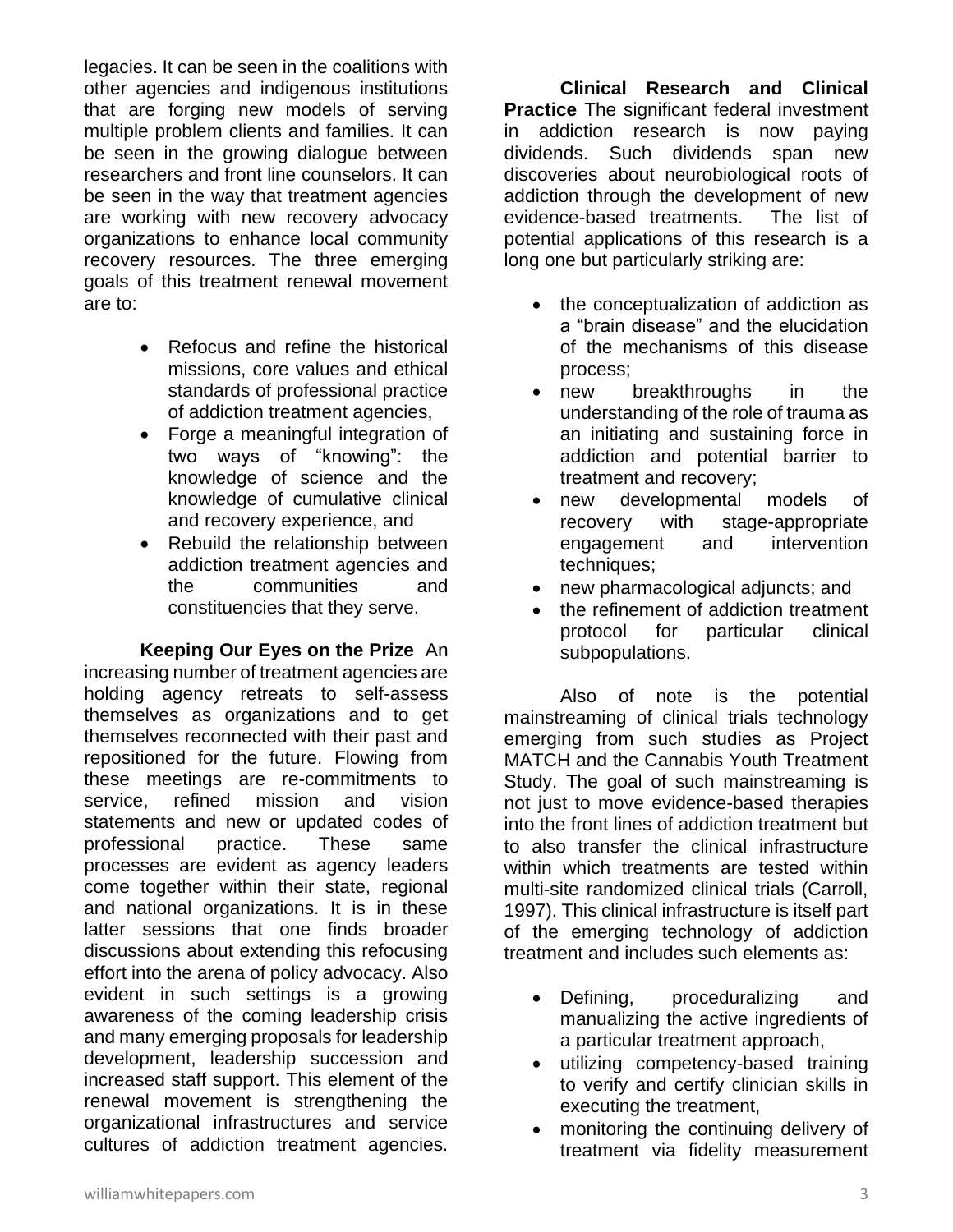legacies. It can be seen in the coalitions with other agencies and indigenous institutions that are forging new models of serving multiple problem clients and families. It can be seen in the growing dialogue between researchers and front line counselors. It can be seen in the way that treatment agencies are working with new recovery advocacy organizations to enhance local community recovery resources. The three emerging goals of this treatment renewal movement are to:

- Refocus and refine the historical missions, core values and ethical standards of professional practice of addiction treatment agencies,
- Forge a meaningful integration of two ways of "knowing": the knowledge of science and the knowledge of cumulative clinical and recovery experience, and
- Rebuild the relationship between addiction treatment agencies and the communities and constituencies that they serve.

**Keeping Our Eyes on the Prize** An increasing number of treatment agencies are holding agency retreats to self-assess themselves as organizations and to get themselves reconnected with their past and repositioned for the future. Flowing from these meetings are re-commitments to service, refined mission and vision statements and new or updated codes of professional practice. These same processes are evident as agency leaders come together within their state, regional and national organizations. It is in these latter sessions that one finds broader discussions about extending this refocusing effort into the arena of policy advocacy. Also evident in such settings is a growing awareness of the coming leadership crisis and many emerging proposals for leadership development, leadership succession and increased staff support. This element of the renewal movement is strengthening the organizational infrastructures and service cultures of addiction treatment agencies.

**Clinical Research and Clinical Practice** The significant federal investment in addiction research is now paying dividends. Such dividends span new discoveries about neurobiological roots of addiction through the development of new evidence-based treatments. The list of potential applications of this research is a long one but particularly striking are:

- the conceptualization of addiction as a "brain disease" and the elucidation of the mechanisms of this disease process;
- new breakthroughs in the understanding of the role of trauma as an initiating and sustaining force in addiction and potential barrier to treatment and recovery;
- new developmental models of recovery with stage-appropriate engagement and intervention techniques;
- new pharmacological adjuncts; and
- the refinement of addiction treatment protocol for particular clinical subpopulations.

Also of note is the potential mainstreaming of clinical trials technology emerging from such studies as Project MATCH and the Cannabis Youth Treatment Study. The goal of such mainstreaming is not just to move evidence-based therapies into the front lines of addiction treatment but to also transfer the clinical infrastructure within which treatments are tested within multi-site randomized clinical trials (Carroll, 1997). This clinical infrastructure is itself part of the emerging technology of addiction treatment and includes such elements as:

- Defining, proceduralizing and manualizing the active ingredients of a particular treatment approach,
- utilizing competency-based training to verify and certify clinician skills in executing the treatment,
- monitoring the continuing delivery of treatment via fidelity measurement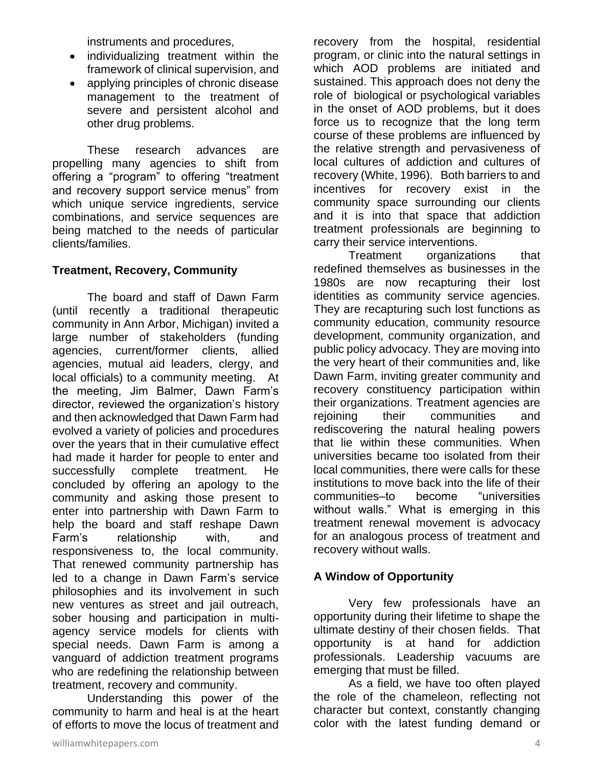instruments and procedures,

- individualizing treatment within the framework of clinical supervision, and
- applying principles of chronic disease management to the treatment of severe and persistent alcohol and other drug problems.

These research advances are propelling many agencies to shift from offering a "program" to offering "treatment and recovery support service menus" from which unique service ingredients, service combinations, and service sequences are being matched to the needs of particular clients/families.

**Treatment, Recovery, Community**

The board and staff of Dawn Farm (until recently a traditional therapeutic community in Ann Arbor, Michigan) invited a large number of stakeholders (funding agencies, current/former clients, allied agencies, mutual aid leaders, clergy, and local officials) to a community meeting. At the meeting, Jim Balmer, Dawn Farm's director, reviewed the organization's history and then acknowledged that Dawn Farm had evolved a variety of policies and procedures over the years that in their cumulative effect had made it harder for people to enter and successfully complete treatment. He concluded by offering an apology to the community and asking those present to enter into partnership with Dawn Farm to help the board and staff reshape Dawn Farm's relationship with, and responsiveness to, the local community. That renewed community partnership has led to a change in Dawn Farm's service philosophies and its involvement in such new ventures as street and jail outreach, sober housing and participation in multi-agency service models for clients with special needs. Dawn Farm is among a vanguard of addiction treatment programs who are redefining the relationship between treatment, recovery and community.

Understanding this power of the community to harm and heal is at the heart of efforts to move the locus of treatment and recovery from the hospital, residential program, or clinic into the natural settings in which AOD problems are initiated and sustained. This approach does not deny the role of biological or psychological variables in the onset of AOD problems, but it does force us to recognize that the long term course of these problems are influenced by the relative strength and pervasiveness of local cultures of addiction and cultures of recovery (White, 1996). Both barriers to and incentives for recovery exist in the community space surrounding our clients and it is into that space that addiction treatment professionals are beginning to carry their service interventions.

Treatment organizations that redefined themselves as businesses in the 1980s are now recapturing their lost identities as community service agencies. They are recapturing such lost functions as community education, community resource development, community organization, and public policy advocacy. They are moving into the very heart of their communities and, like Dawn Farm, inviting greater community and recovery constituency participation within their organizations. Treatment agencies are rejoining their communities and rediscovering the natural healing powers that lie within these communities. When universities became too isolated from their local communities, there were calls for these institutions to move back into the life of their communities–to become "universities without walls." What is emerging in this treatment renewal movement is advocacy for an analogous process of treatment and recovery without walls.

**A Window of Opportunity**

Very few professionals have an opportunity during their lifetime to shape the ultimate destiny of their chosen fields. That opportunity is at hand for addiction professionals. Leadership vacuums are emerging that must be filled.

As a field, we have too often played the role of the chameleon, reflecting not character but context, constantly changing color with the latest funding demand or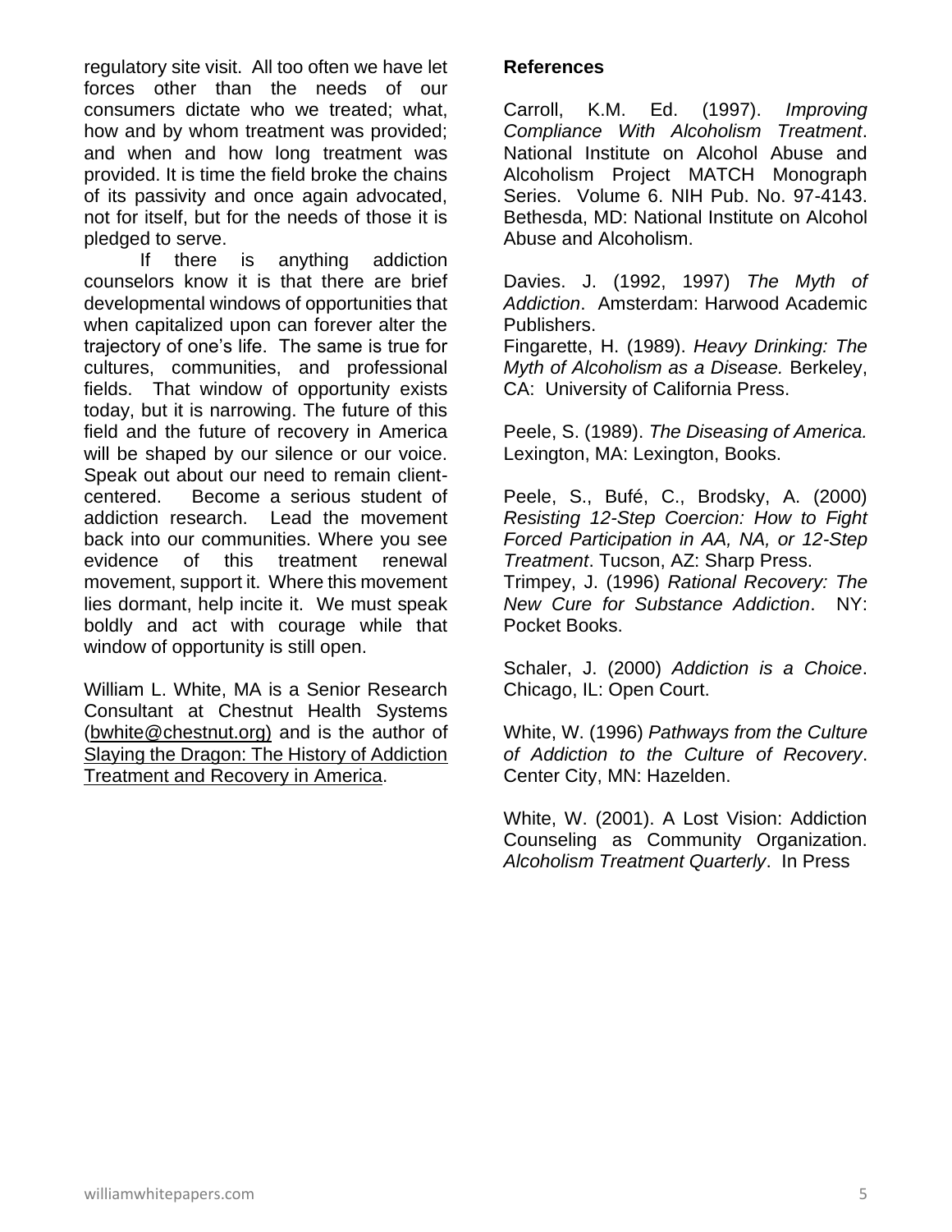regulatory site visit. All too often we have let forces other than the needs of our consumers dictate who we treated; what, how and by whom treatment was provided; and when and how long treatment was provided. It is time the field broke the chains of its passivity and once again advocated, not for itself, but for the needs of those it is pledged to serve.

If there is anything addiction counselors know it is that there are brief developmental windows of opportunities that when capitalized upon can forever alter the trajectory of one's life. The same is true for cultures, communities, and professional fields. That window of opportunity exists today, but it is narrowing. The future of this field and the future of recovery in America will be shaped by our silence or our voice. Speak out about our need to remain client-centered. Become a serious student of addiction research. Lead the movement back into our communities. Where you see evidence of this treatment renewal movement, support it. Where this movement lies dormant, help incite it. We must speak boldly and act with courage while that window of opportunity is still open.

William L. White, MA is a Senior Research Consultant at Chestnut Health Systems (bwhite@chestnut.org) and is the author of Slaying the Dragon: The History of Addiction Treatment and Recovery in America.

**References**

Carroll, K.M. Ed. (1997). *Improving Compliance With Alcoholism Treatment*. National Institute on Alcohol Abuse and Alcoholism Project MATCH Monograph Series. Volume 6. NIH Pub. No. 97-4143. Bethesda, MD: National Institute on Alcohol Abuse and Alcoholism.

Davies. J. (1992, 1997) *The Myth of Addiction*. Amsterdam: Harwood Academic Publishers.

Fingarette, H. (1989). *Heavy Drinking: The Myth of Alcoholism as a Disease.* Berkeley, CA: University of California Press.

Peele, S. (1989). *The Diseasing of America.* Lexington, MA: Lexington, Books.

Peele, S., Bufé, C., Brodsky, A. (2000) *Resisting 12-Step Coercion: How to Fight Forced Participation in AA, NA, or 12-Step Treatment*. Tucson, AZ: Sharp Press.

Trimpey, J. (1996) *Rational Recovery: The New Cure for Substance Addiction*. NY: Pocket Books.

Schaler, J. (2000) *Addiction is a Choice*. Chicago, IL: Open Court.

White, W. (1996) *Pathways from the Culture of Addiction to the Culture of Recovery*. Center City, MN: Hazelden.

White, W. (2001). A Lost Vision: Addiction Counseling as Community Organization. *Alcoholism Treatment Quarterly*. In Press